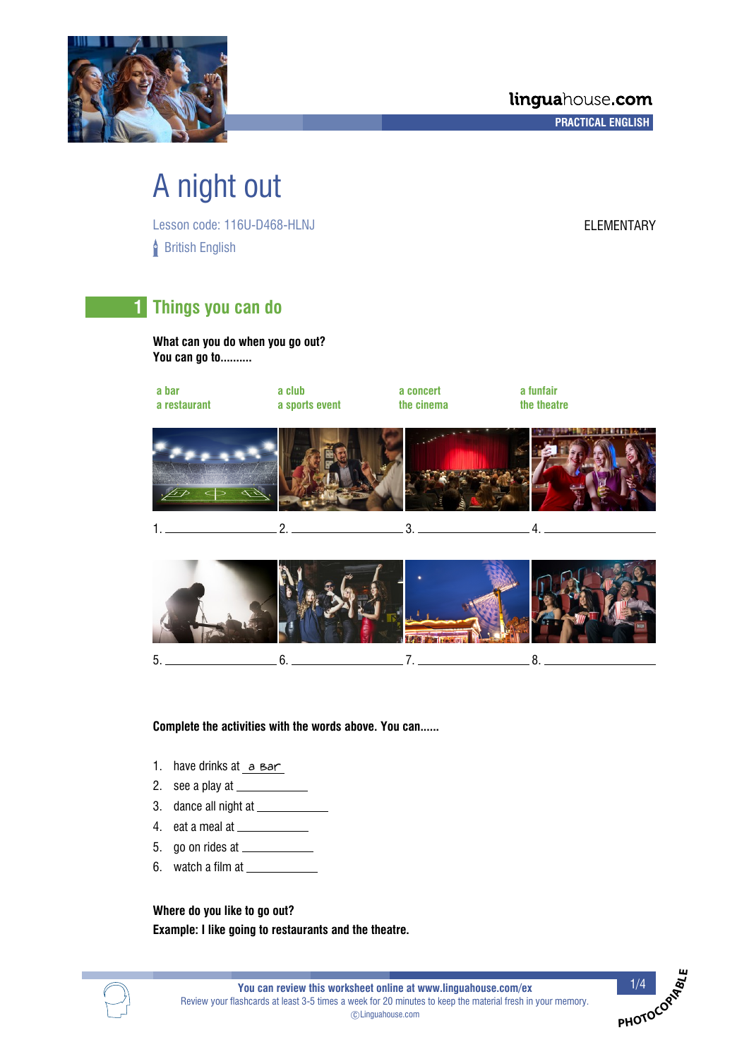# A night out

Lesson code: 116U-D468-HLNJ

British English

ELEMENTARY

## 1 Things you can do

**What can you do when you go out?**
**You can go to..........**

| | | | |
|---|---|---|---|
| a bar | a club | a concert | a funfair |
| a restaurant | a sports event | the cinema | the theatre |

1. ________ 2. ________ 3. ________ 4. ________

5. ________ 6. ________ 7. ________ 8. ________

**Complete the activities with the words above. You can......**

1. have drinks at a Bar
2. see a play at ________
3. dance all night at ________
4. eat a meal at ________
5. go on rides at ________
6. watch a film at ________

**Where do you like to go out?**
**Example: I like going to restaurants and the theatre.**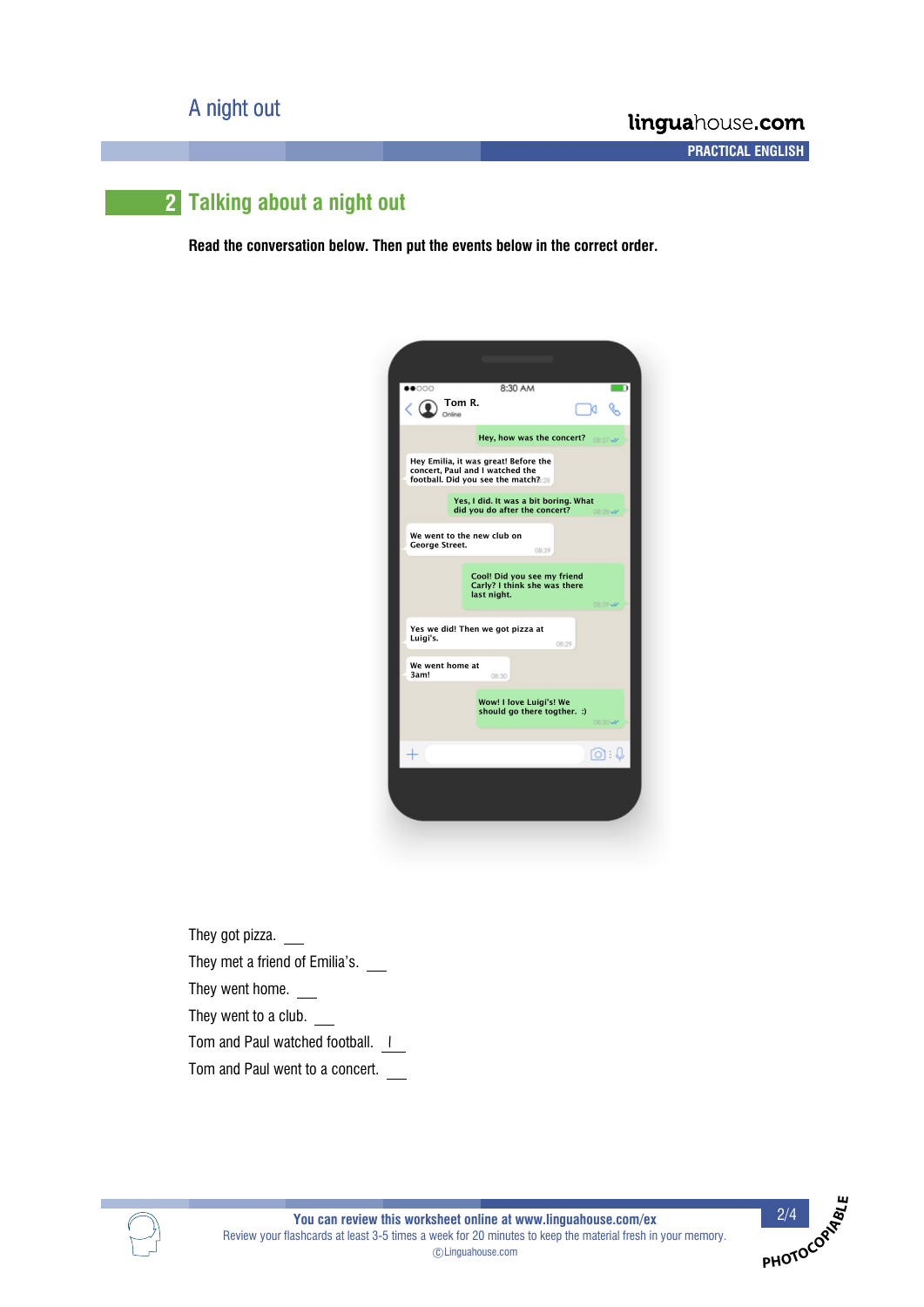## 2 Talking about a night out

**Read the conversation below. Then put the events below in the correct order.**

Tom R.
Online

Hey, how was the concert? 08:27

Hey Emilia, it was great! Before the concert, Paul and I watched the football. Did you see the match? 08:28

Yes, I did. It was a bit boring. What did you do after the concert? 08:28

We went to the new club on George Street. 08:29

Cool! Did you see my friend Carly? I think she was there last night. 08:29

Yes we did! Then we got pizza at Luigi's. 08:29

We went home at 3am! 08:30

Wow! I love Luigi's! We should go there togther. :) 08:30

They got pizza. \_\_

They met a friend of Emilia's. \_\_

They went home. \_\_

They went to a club. \_\_

Tom and Paul watched football. 1

Tom and Paul went to a concert. \_\_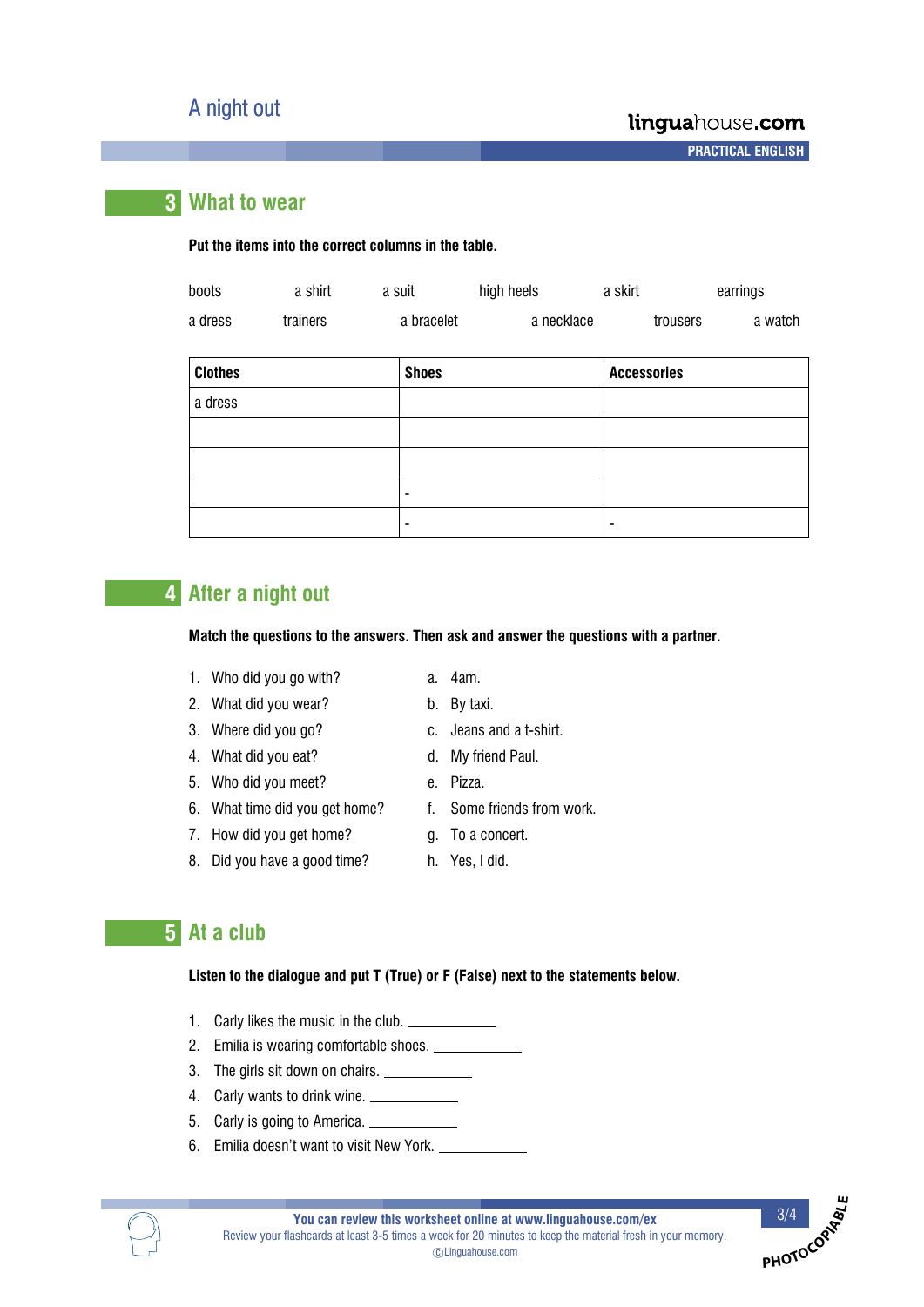## 3 What to wear

**Put the items into the correct columns in the table.**

boots  a shirt  a suit  high heels  a skirt  earrings

a dress  trainers  a bracelet  a necklace  trousers  a watch

| Clothes | Shoes | Accessories |
|---|---|---|
| a dress | | |
| | | |
| | | |
| | - | |
| | - | - |

## 4 After a night out

**Match the questions to the answers. Then ask and answer the questions with a partner.**

1. Who did you go with?
2. What did you wear?
3. Where did you go?
4. What did you eat?
5. Who did you meet?
6. What time did you get home?
7. How did you get home?
8. Did you have a good time?

a. 4am.
b. By taxi.
c. Jeans and a t-shirt.
d. My friend Paul.
e. Pizza.
f. Some friends from work.
g. To a concert.
h. Yes, I did.

## 5 At a club

**Listen to the dialogue and put T (True) or F (False) next to the statements below.**

1. Carly likes the music in the club. ___________
2. Emilia is wearing comfortable shoes. ___________
3. The girls sit down on chairs. ___________
4. Carly wants to drink wine. ___________
5. Carly is going to America. ___________
6. Emilia doesn't want to visit New York. ___________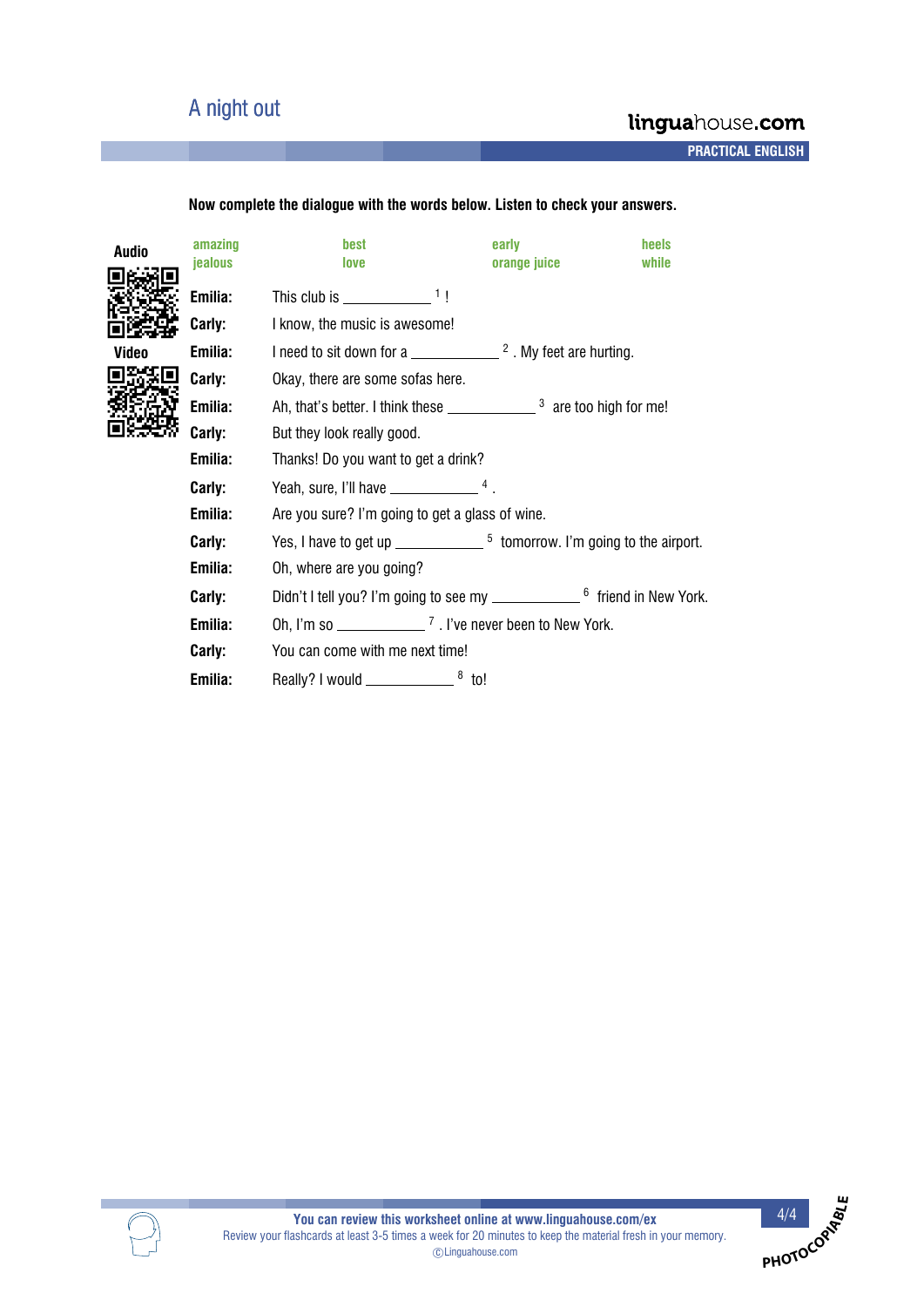# A night out

**Now complete the dialogue with the words below. Listen to check your answers.**

Audio

Video

| | | | |
|---|---|---|---|
| amazing | best | early | heels |
| jealous | love | orange juice | while |

| | |
|---|---|
| **Emilia:** | This club is ___________ [1] ! |
| **Carly:** | I know, the music is awesome! |
| **Emilia:** | I need to sit down for a ___________ [2] . My feet are hurting. |
| **Carly:** | Okay, there are some sofas here. |
| **Emilia:** | Ah, that's better. I think these ___________ [3] are too high for me! |
| **Carly:** | But they look really good. |
| **Emilia:** | Thanks! Do you want to get a drink? |
| **Carly:** | Yeah, sure, I'll have ___________ [4] . |
| **Emilia:** | Are you sure? I'm going to get a glass of wine. |
| **Carly:** | Yes, I have to get up ___________ [5] tomorrow. I'm going to the airport. |
| **Emilia:** | Oh, where are you going? |
| **Carly:** | Didn't I tell you? I'm going to see my ___________ [6] friend in New York. |
| **Emilia:** | Oh, I'm so ___________ [7] . I've never been to New York. |
| **Carly:** | You can come with me next time! |
| **Emilia:** | Really? I would ___________ [8] to! |

You can review this worksheet online at www.linguahouse.com/ex

Review your flashcards at least 3-5 times a week for 20 minutes to keep the material fresh in your memory.

ⓒLinguahouse.com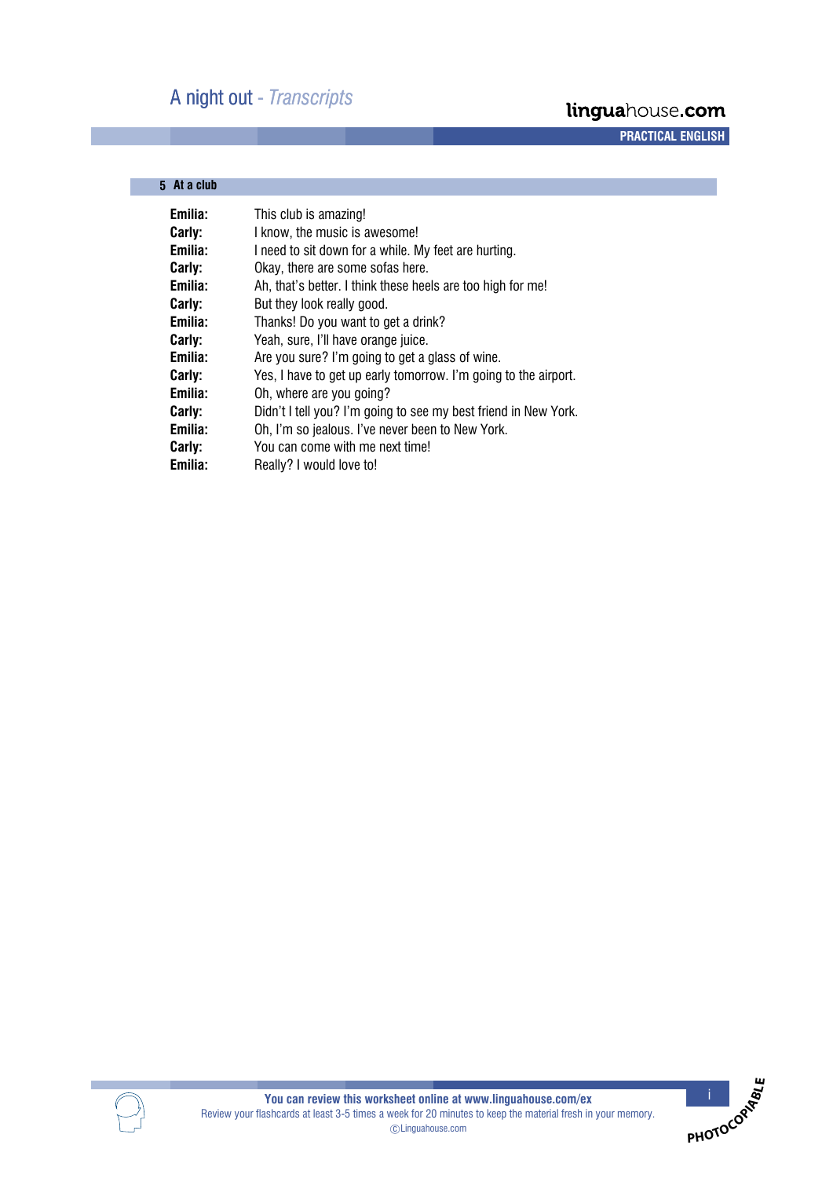## 5 At a club

**Emilia:** This club is amazing!
**Carly:** I know, the music is awesome!
**Emilia:** I need to sit down for a while. My feet are hurting.
**Carly:** Okay, there are some sofas here.
**Emilia:** Ah, that's better. I think these heels are too high for me!
**Carly:** But they look really good.
**Emilia:** Thanks! Do you want to get a drink?
**Carly:** Yeah, sure, I'll have orange juice.
**Emilia:** Are you sure? I'm going to get a glass of wine.
**Carly:** Yes, I have to get up early tomorrow. I'm going to the airport.
**Emilia:** Oh, where are you going?
**Carly:** Didn't I tell you? I'm going to see my best friend in New York.
**Emilia:** Oh, I'm so jealous. I've never been to New York.
**Carly:** You can come with me next time!
**Emilia:** Really? I would love to!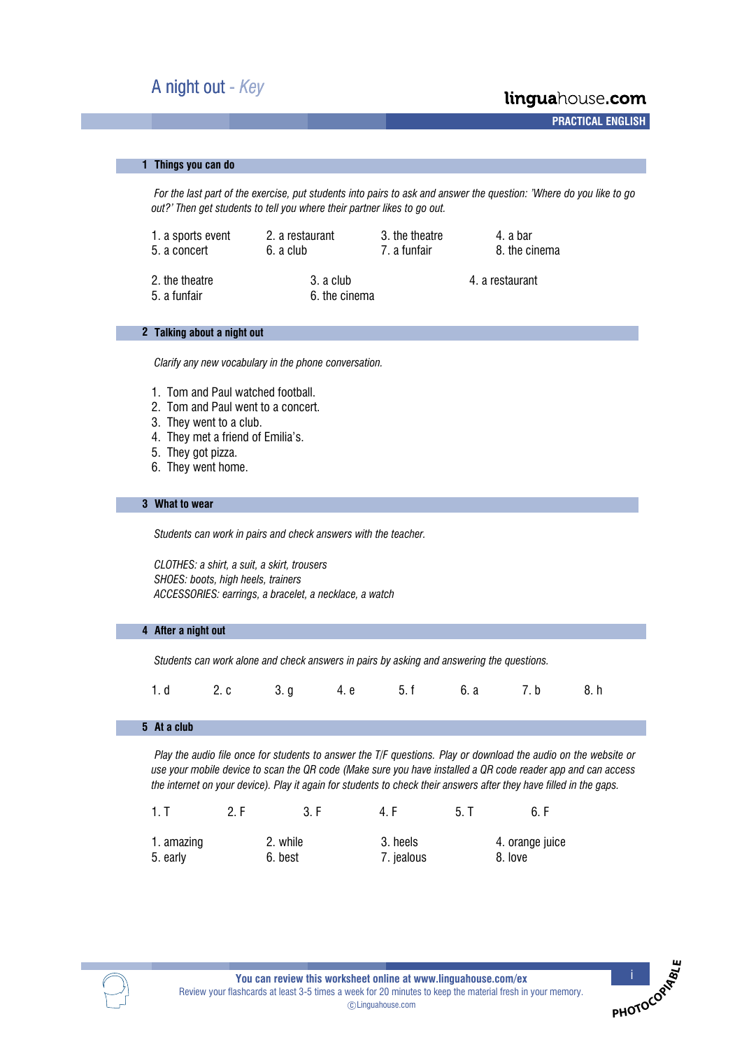# A night out - *Key*

## 1 Things you can do

*For the last part of the exercise, put students into pairs to ask and answer the question: 'Where do you like to go out?' Then get students to tell you where their partner likes to go out.*

| | | | |
|---|---|---|---|
| 1. a sports event | 2. a restaurant | 3. the theatre | 4. a bar |
| 5. a concert | 6. a club | 7. a funfair | 8. the cinema |

| | | |
|---|---|---|
| 2. the theatre | 3. a club | 4. a restaurant |
| 5. a funfair | 6. the cinema | |

## 2 Talking about a night out

*Clarify any new vocabulary in the phone conversation.*

1. Tom and Paul watched football.
2. Tom and Paul went to a concert.
3. They went to a club.
4. They met a friend of Emilia's.
5. They got pizza.
6. They went home.

## 3 What to wear

*Students can work in pairs and check answers with the teacher.*

*CLOTHES: a shirt, a suit, a skirt, trousers*
*SHOES: boots, high heels, trainers*
*ACCESSORIES: earrings, a bracelet, a necklace, a watch*

## 4 After a night out

*Students can work alone and check answers in pairs by asking and answering the questions.*

| | | | | | | | |
|---|---|---|---|---|---|---|---|
| 1. d | 2. c | 3. g | 4. e | 5. f | 6. a | 7. b | 8. h |

## 5 At a club

*Play the audio file once for students to answer the T/F questions. Play or download the audio on the website or use your mobile device to scan the QR code (Make sure you have installed a QR code reader app and can access the internet on your device). Play it again for students to check their answers after they have filled in the gaps.*

| | | | | | |
|---|---|---|---|---|---|
| 1. T | 2. F | 3. F | 4. F | 5. T | 6. F |

| | | | |
|---|---|---|---|
| 1. amazing | 2. while | 3. heels | 4. orange juice |
| 5. early | 6. best | 7. jealous | 8. love |